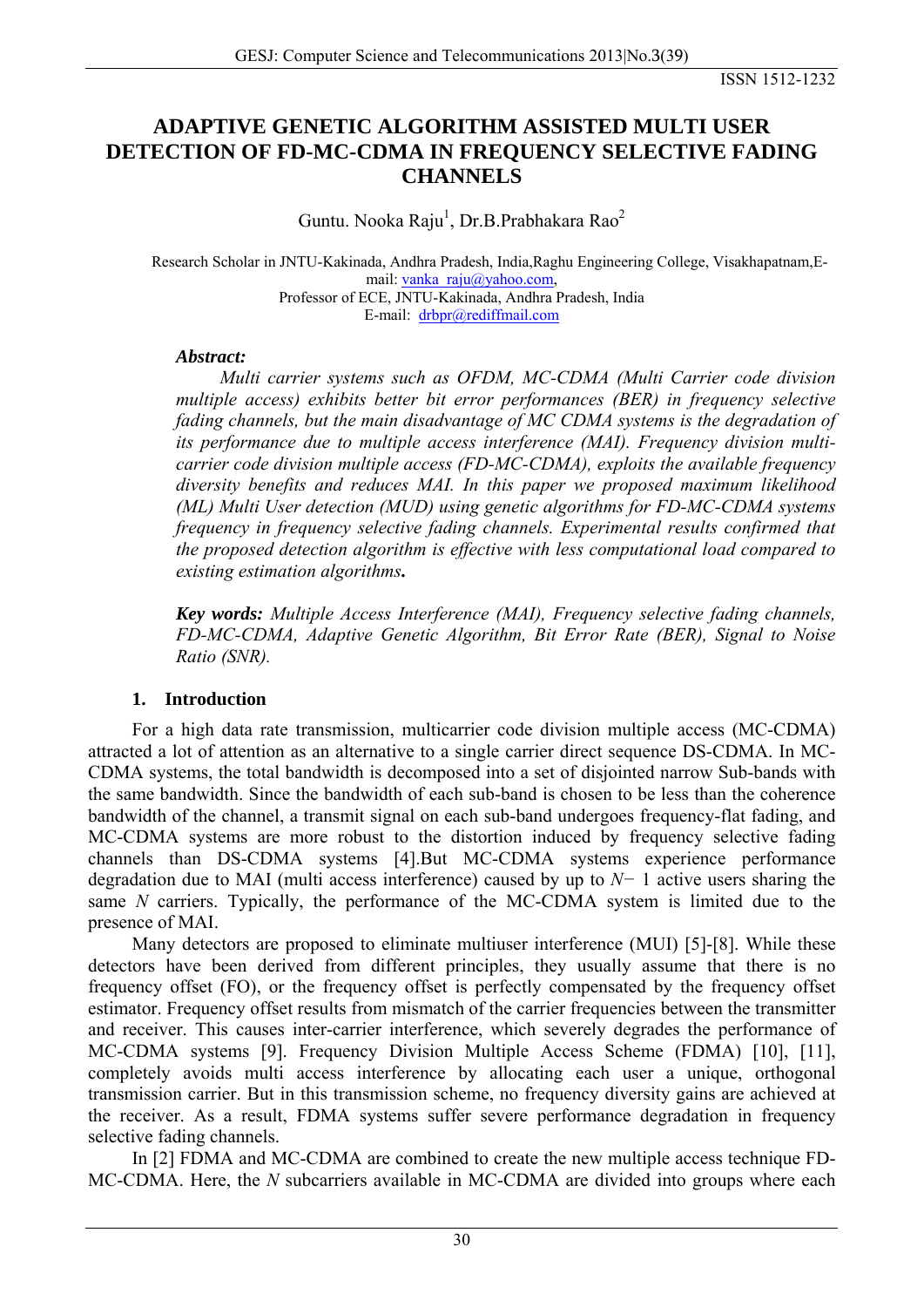# ADAPTIVE GENETIC ALGORITHM ASSISTED MULTI USER DETECTION OF FD-MC-CDMA IN FREQUENCY SELECTIVE FADING CHANNELS

Guntu. Nooka Raju[1], Dr.B.Prabhakara Rao[2]

Research Scholar in JNTU-Kakinada, Andhra Pradesh, India,Raghu Engineering College, Visakhapatnam,E-mail: vanka_raju@yahoo.com,
Professor of ECE, JNTU-Kakinada, Andhra Pradesh, India
E-mail: drbpr@rediffmail.com

***Abstract:***

*Multi carrier systems such as OFDM, MC-CDMA (Multi Carrier code division multiple access) exhibits better bit error performances (BER) in frequency selective fading channels, but the main disadvantage of MC CDMA systems is the degradation of its performance due to multiple access interference (MAI). Frequency division multi-carrier code division multiple access (FD-MC-CDMA), exploits the available frequency diversity benefits and reduces MAI. In this paper we proposed maximum likelihood (ML) Multi User detection (MUD) using genetic algorithms for FD-MC-CDMA systems frequency in frequency selective fading channels. Experimental results confirmed that the proposed detection algorithm is effective with less computational load compared to existing estimation algorithms.*

***Key words:*** *Multiple Access Interference (MAI), Frequency selective fading channels, FD-MC-CDMA, Adaptive Genetic Algorithm, Bit Error Rate (BER), Signal to Noise Ratio (SNR).*

## 1. Introduction

For a high data rate transmission, multicarrier code division multiple access (MC-CDMA) attracted a lot of attention as an alternative to a single carrier direct sequence DS-CDMA. In MC-CDMA systems, the total bandwidth is decomposed into a set of disjointed narrow Sub-bands with the same bandwidth. Since the bandwidth of each sub-band is chosen to be less than the coherence bandwidth of the channel, a transmit signal on each sub-band undergoes frequency-flat fading, and MC-CDMA systems are more robust to the distortion induced by frequency selective fading channels than DS-CDMA systems [4].But MC-CDMA systems experience performance degradation due to MAI (multi access interference) caused by up to $N-1$ active users sharing the same $N$ carriers. Typically, the performance of the MC-CDMA system is limited due to the presence of MAI.

Many detectors are proposed to eliminate multiuser interference (MUI) [5]-[8]. While these detectors have been derived from different principles, they usually assume that there is no frequency offset (FO), or the frequency offset is perfectly compensated by the frequency offset estimator. Frequency offset results from mismatch of the carrier frequencies between the transmitter and receiver. This causes inter-carrier interference, which severely degrades the performance of MC-CDMA systems [9]. Frequency Division Multiple Access Scheme (FDMA) [10], [11], completely avoids multi access interference by allocating each user a unique, orthogonal transmission carrier. But in this transmission scheme, no frequency diversity gains are achieved at the receiver. As a result, FDMA systems suffer severe performance degradation in frequency selective fading channels.

In [2] FDMA and MC-CDMA are combined to create the new multiple access technique FD-MC-CDMA. Here, the $N$ subcarriers available in MC-CDMA are divided into groups where each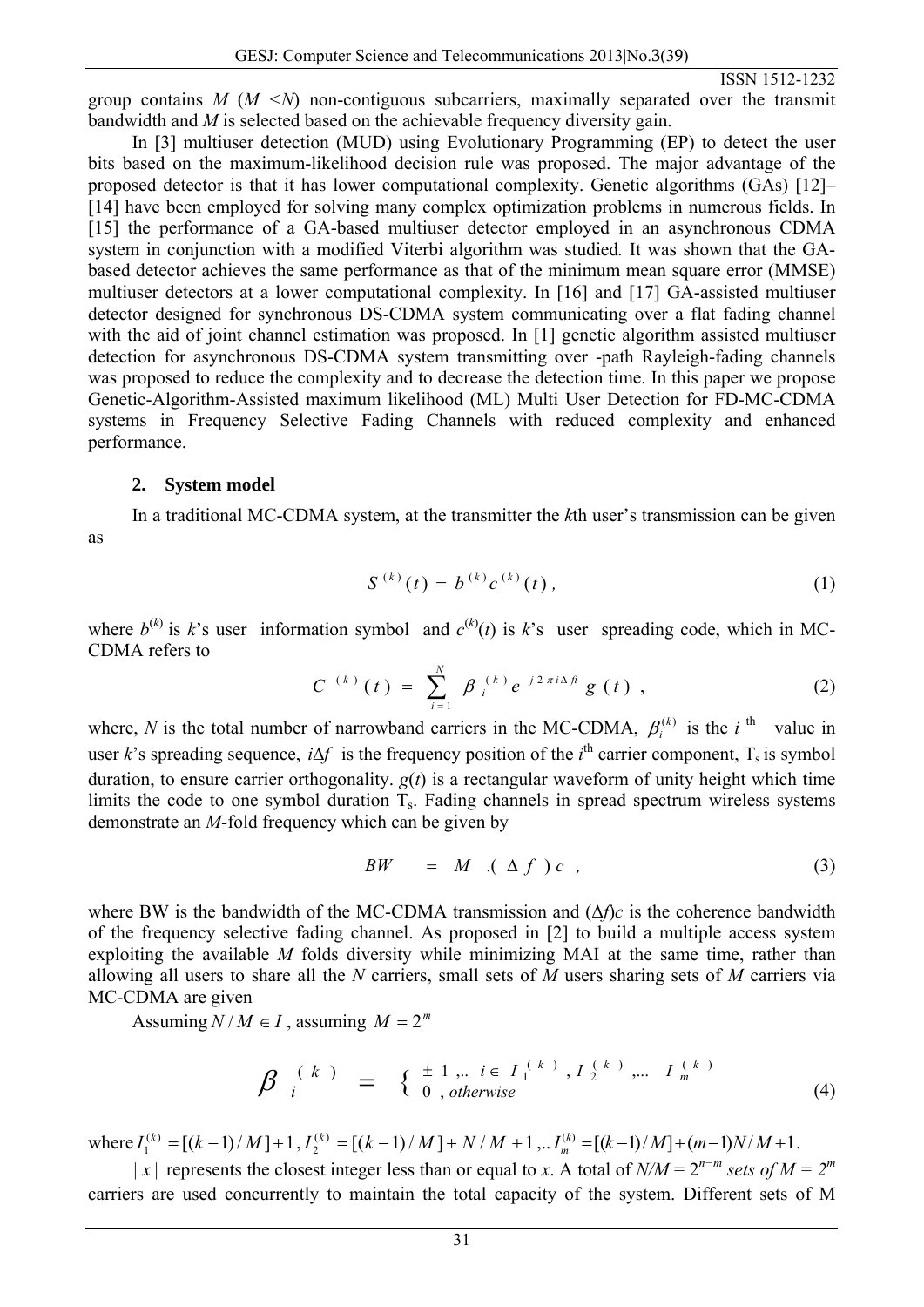group contains $M$ ($M < N$) non-contiguous subcarriers, maximally separated over the transmit bandwidth and $M$ is selected based on the achievable frequency diversity gain.

In [3] multiuser detection (MUD) using Evolutionary Programming (EP) to detect the user bits based on the maximum-likelihood decision rule was proposed. The major advantage of the proposed detector is that it has lower computational complexity. Genetic algorithms (GAs) [12]–[14] have been employed for solving many complex optimization problems in numerous fields. In [15] the performance of a GA-based multiuser detector employed in an asynchronous CDMA system in conjunction with a modified Viterbi algorithm was studied. It was shown that the GA-based detector achieves the same performance as that of the minimum mean square error (MMSE) multiuser detectors at a lower computational complexity. In [16] and [17] GA-assisted multiuser detector designed for synchronous DS-CDMA system communicating over a flat fading channel with the aid of joint channel estimation was proposed. In [1] genetic algorithm assisted multiuser detection for asynchronous DS-CDMA system transmitting over -path Rayleigh-fading channels was proposed to reduce the complexity and to decrease the detection time. In this paper we propose Genetic-Algorithm-Assisted maximum likelihood (ML) Multi User Detection for FD-MC-CDMA systems in Frequency Selective Fading Channels with reduced complexity and enhanced performance.

## 2. System model

In a traditional MC-CDMA system, at the transmitter the $k$th user's transmission can be given as

$$S^{(k)}(t) = b^{(k)} c^{(k)}(t)\,, \tag{1}$$

where $b^{(k)}$ is $k$'s user information symbol and $c^{(k)}(t)$ is $k$'s user spreading code, which in MC-CDMA refers to

$$C^{(k)}(t) = \sum_{i=1}^{N} \beta_i^{(k)} e^{j2\pi i \Delta f t} g(t)\,, \tag{2}$$

where, $N$ is the total number of narrowband carriers in the MC-CDMA, $\beta_i^{(k)}$ is the $i$ th value in user $k$'s spreading sequence, $i\Delta f$ is the frequency position of the $i^{th}$ carrier component, $T_s$ is symbol duration, to ensure carrier orthogonality. $g(t)$ is a rectangular waveform of unity height which time limits the code to one symbol duration $T_s$. Fading channels in spread spectrum wireless systems demonstrate an $M$-fold frequency which can be given by

$$BW = M \,.(\Delta f)c\,, \tag{3}$$

where BW is the bandwidth of the MC-CDMA transmission and $(\Delta f)c$ is the coherence bandwidth of the frequency selective fading channel. As proposed in [2] to build a multiple access system exploiting the available $M$ folds diversity while minimizing MAI at the same time, rather than allowing all users to share all the $N$ carriers, small sets of $M$ users sharing sets of $M$ carriers via MC-CDMA are given

Assuming $N/M \in I$, assuming $M = 2^m$

$$\beta_i^{(k)} = \begin{cases} \pm 1 \,,.. \; i \in I_1^{(k)}, I_2^{(k)}, ... \; I_m^{(k)} \\ 0 \,, \textit{otherwise} \end{cases} \tag{4}$$

where $I_1^{(k)} = [(k-1)/M]+1\,, I_2^{(k)} = [(k-1)/M] + N/M + 1\,,.. I_m^{(k)} = [(k-1)/M] + (m-1)N/M + 1$.

$|\,x\,|$ represents the closest integer less than or equal to $x$. A total of $N/M = 2^{n-m}$ *sets of* $M = 2^m$ carriers are used concurrently to maintain the total capacity of the system. Different sets of M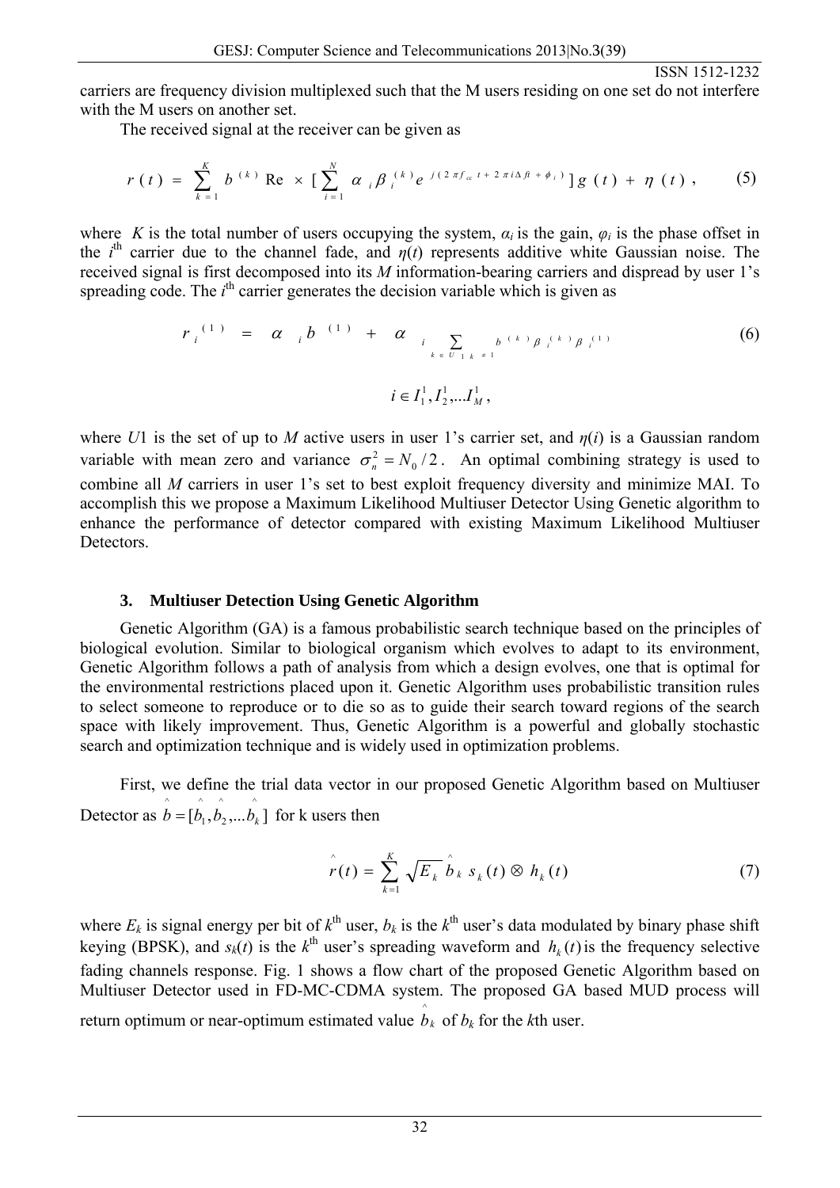carriers are frequency division multiplexed such that the M users residing on one set do not interfere with the M users on another set.

The received signal at the receiver can be given as

$$r(t) = \sum_{k=1}^{K} b^{(k)} \mathrm{Re} \times [\sum_{i=1}^{N} \alpha_i \beta_i^{(k)} e^{j(2\pi f_{cc} t + 2\pi i \Delta f t + \phi_i)}] g(t) + \eta(t), \qquad (5)$$

where $K$ is the total number of users occupying the system, $\alpha_i$ is the gain, $\varphi_i$ is the phase offset in the $i^{th}$ carrier due to the channel fade, and $\eta(t)$ represents additive white Gaussian noise. The received signal is first decomposed into its $M$ information-bearing carriers and dispread by user 1's spreading code. The $i^{th}$ carrier generates the decision variable which is given as

$$r_i^{(1)} = \alpha_i b^{(1)} + \alpha_i \sum_{k \in U1\, k \neq 1} b^{(k)} \beta_i^{(k)} \beta_i^{(1)} \qquad (6)$$

$$i \in I_1^1, I_2^1, \ldots I_M^1,$$

where $U1$ is the set of up to $M$ active users in user 1's carrier set, and $\eta(i)$ is a Gaussian random variable with mean zero and variance $\sigma_n^2 = N_0/2$. An optimal combining strategy is used to combine all $M$ carriers in user 1's set to best exploit frequency diversity and minimize MAI. To accomplish this we propose a Maximum Likelihood Multiuser Detector Using Genetic algorithm to enhance the performance of detector compared with existing Maximum Likelihood Multiuser Detectors.

## 3. Multiuser Detection Using Genetic Algorithm

Genetic Algorithm (GA) is a famous probabilistic search technique based on the principles of biological evolution. Similar to biological organism which evolves to adapt to its environment, Genetic Algorithm follows a path of analysis from which a design evolves, one that is optimal for the environmental restrictions placed upon it. Genetic Algorithm uses probabilistic transition rules to select someone to reproduce or to die so as to guide their search toward regions of the search space with likely improvement. Thus, Genetic Algorithm is a powerful and globally stochastic search and optimization technique and is widely used in optimization problems.

First, we define the trial data vector in our proposed Genetic Algorithm based on Multiuser Detector as $\hat{b} = [\hat{b}_1, \hat{b}_2, \ldots \hat{b}_k]$ for k users then

$$\hat{r}(t) = \sum_{k=1}^{K} \sqrt{E_k}\, \hat{b}_k\, s_k(t) \otimes h_k(t) \qquad (7)$$

where $E_k$ is signal energy per bit of $k^{th}$ user, $b_k$ is the $k^{th}$ user's data modulated by binary phase shift keying (BPSK), and $s_k(t)$ is the $k^{th}$ user's spreading waveform and $h_k(t)$ is the frequency selective fading channels response. Fig. 1 shows a flow chart of the proposed Genetic Algorithm based on Multiuser Detector used in FD-MC-CDMA system. The proposed GA based MUD process will return optimum or near-optimum estimated value $\hat{b}_k$ of $b_k$ for the $k$th user.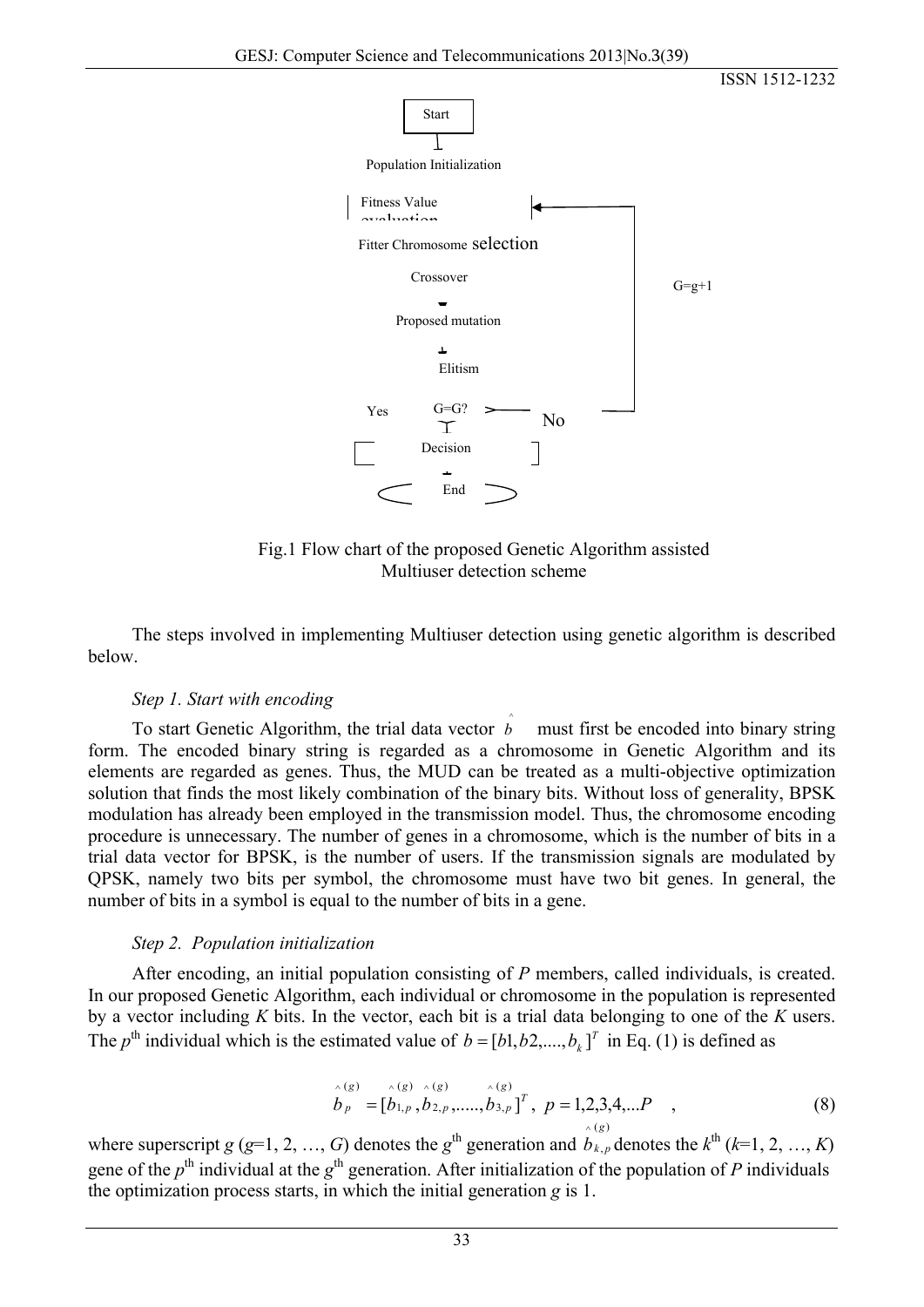Start

Population Initialization

Fitness Value evaluation

Fitter Chromosome selection

Crossover

Proposed mutation

Elitism

G=G?

Yes

No

G=g+1

Decision

End

Fig.1 Flow chart of the proposed Genetic Algorithm assisted Multiuser detection scheme

The steps involved in implementing Multiuser detection using genetic algorithm is described below.

*Step 1. Start with encoding*

To start Genetic Algorithm, the trial data vector $\hat{b}$ must first be encoded into binary string form. The encoded binary string is regarded as a chromosome in Genetic Algorithm and its elements are regarded as genes. Thus, the MUD can be treated as a multi-objective optimization solution that finds the most likely combination of the binary bits. Without loss of generality, BPSK modulation has already been employed in the transmission model. Thus, the chromosome encoding procedure is unnecessary. The number of genes in a chromosome, which is the number of bits in a trial data vector for BPSK, is the number of users. If the transmission signals are modulated by QPSK, namely two bits per symbol, the chromosome must have two bit genes. In general, the number of bits in a symbol is equal to the number of bits in a gene.

*Step 2. Population initialization*

After encoding, an initial population consisting of *P* members, called individuals, is created. In our proposed Genetic Algorithm, each individual or chromosome in the population is represented by a vector including *K* bits. In the vector, each bit is a trial data belonging to one of the *K* users. The $p^{th}$ individual which is the estimated value of $b = [b1, b2, ...., b_k]^T$ in Eq. (1) is defined as

$$\hat{b}_p^{(g)} = [\hat{b}_{1,p}^{(g)}, \hat{b}_{2,p}^{(g)}, ....., \hat{b}_{3,p}^{(g)}]^T, \quad p = 1,2,3,4,...P \quad , \tag{8}$$

where superscript *g* (*g*=1, 2, …, *G*) denotes the $g^{th}$ generation and $\hat{b}_{k,p}^{(g)}$ denotes the $k^{th}$ (*k*=1, 2, …, *K*) gene of the $p^{th}$ individual at the $g^{th}$ generation. After initialization of the population of *P* individuals the optimization process starts, in which the initial generation *g* is 1.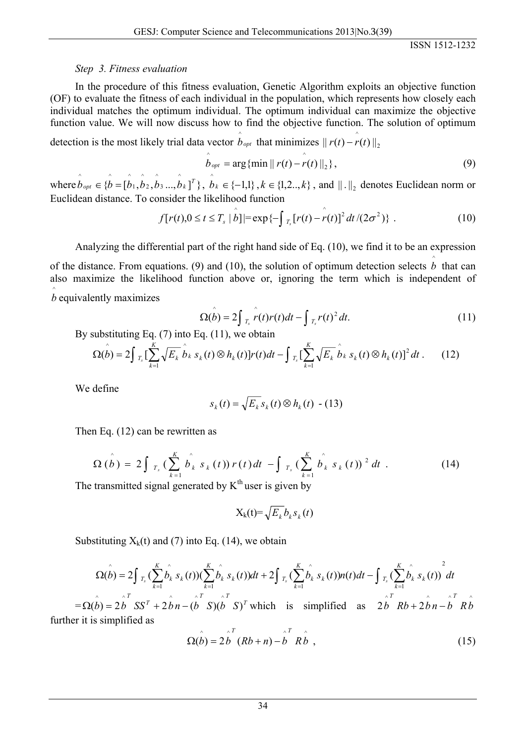*Step 3. Fitness evaluation*

In the procedure of this fitness evaluation, Genetic Algorithm exploits an objective function (OF) to evaluate the fitness of each individual in the population, which represents how closely each individual matches the optimum individual. The optimum individual can maximize the objective function value. We will now discuss how to find the objective function. The solution of optimum detection is the most likely trial data vector $\hat{b}_{opt}$ that minimizes $\| r(t) - \hat{r}(t) \|_2$

$$\hat{b}_{opt} = \arg\{\min \| r(t) - \hat{r}(t) \|_2\}, \tag{9}$$

where $\hat{b}_{opt} \in \{\hat{b} = [\hat{b}_1, \hat{b}_2, \hat{b}_3 ..., \hat{b}_k]^T\}$, $\hat{b}_k \in \{-1,1\}$, $k \in \{1,2..,k\}$, and $\| . \|_2$ denotes Euclidean norm or Euclidean distance. To consider the likelihood function

$$f[r(t), 0 \le t \le T_s \mid \hat{b}] |= \exp\{-\int_{T_s} [r(t) - \hat{r}(t)]^2 dt / (2\sigma^2)\} \ . \tag{10}$$

Analyzing the differential part of the right hand side of Eq. (10), we find it to be an expression of the distance. From equations. (9) and (10), the solution of optimum detection selects $\hat{b}$ that can also maximize the likelihood function above or, ignoring the term which is independent of $\hat{b}$ equivalently maximizes

$$\Omega(\hat{b}) = 2\int_{T_s} \hat{r}(t) r(t) dt - \int_{T_s} r(t)^2 dt. \tag{11}$$

By substituting Eq. (7) into Eq. (11), we obtain

$$\Omega(\hat{b}) = 2\int_{T_s} [\sum_{k=1}^{K} \sqrt{E_k}\, \hat{b}_k\, s_k(t) \otimes h_k(t)] r(t) dt - \int_{T_s} [\sum_{k=1}^{K} \sqrt{E_k}\, \hat{b}_k\, s_k(t) \otimes h_k(t)]^2 dt \ . \tag{12}$$

We define

$$s_k(t) = \sqrt{E_k} s_k(t) \otimes h_k(t) \text{ - (13)}$$

Then Eq. (12) can be rewritten as

$$\Omega(\hat{b}) = 2\int_{T_s} (\sum_{k=1}^{K} \hat{b}_k\, s_k(t)) r(t) dt - \int_{T_s} (\sum_{k=1}^{K} \hat{b}_k\, s_k(t))^2 dt \ . \tag{14}$$

The transmitted signal generated by K[th] user is given by

$$X_k(t) = \sqrt{E_k} b_k s_k(t)$$

Substituting $X_k(t)$ and (7) into Eq. (14), we obtain

$$\Omega(\hat{b}) = 2\int_{T_s} (\sum_{k=1}^{K} \hat{b}_k\, s_k(t))(\sum_{k=1}^{K} \hat{b}_k\, s_k(t)) dt + 2\int_{T_s} (\sum_{k=1}^{K} \hat{b}_k\, s_k(t)) n(t) dt - \int_{T_s} (\sum_{k=1}^{K} \hat{b}_k\, s_k(t))^2 dt$$

$= \Omega(\hat{b}) = 2\hat{b}^T SS^T + 2\hat{b} n - (\hat{b}^T S)(\hat{b}^T S)^T$ which is simplified as $2\hat{b}^T R b + 2\hat{b} n - \hat{b}^T R \hat{b}$ further it is simplified as

$$\Omega(\hat{b}) = 2\hat{b}^T (Rb + n) - \hat{b}^T R \hat{b} \ , \tag{15}$$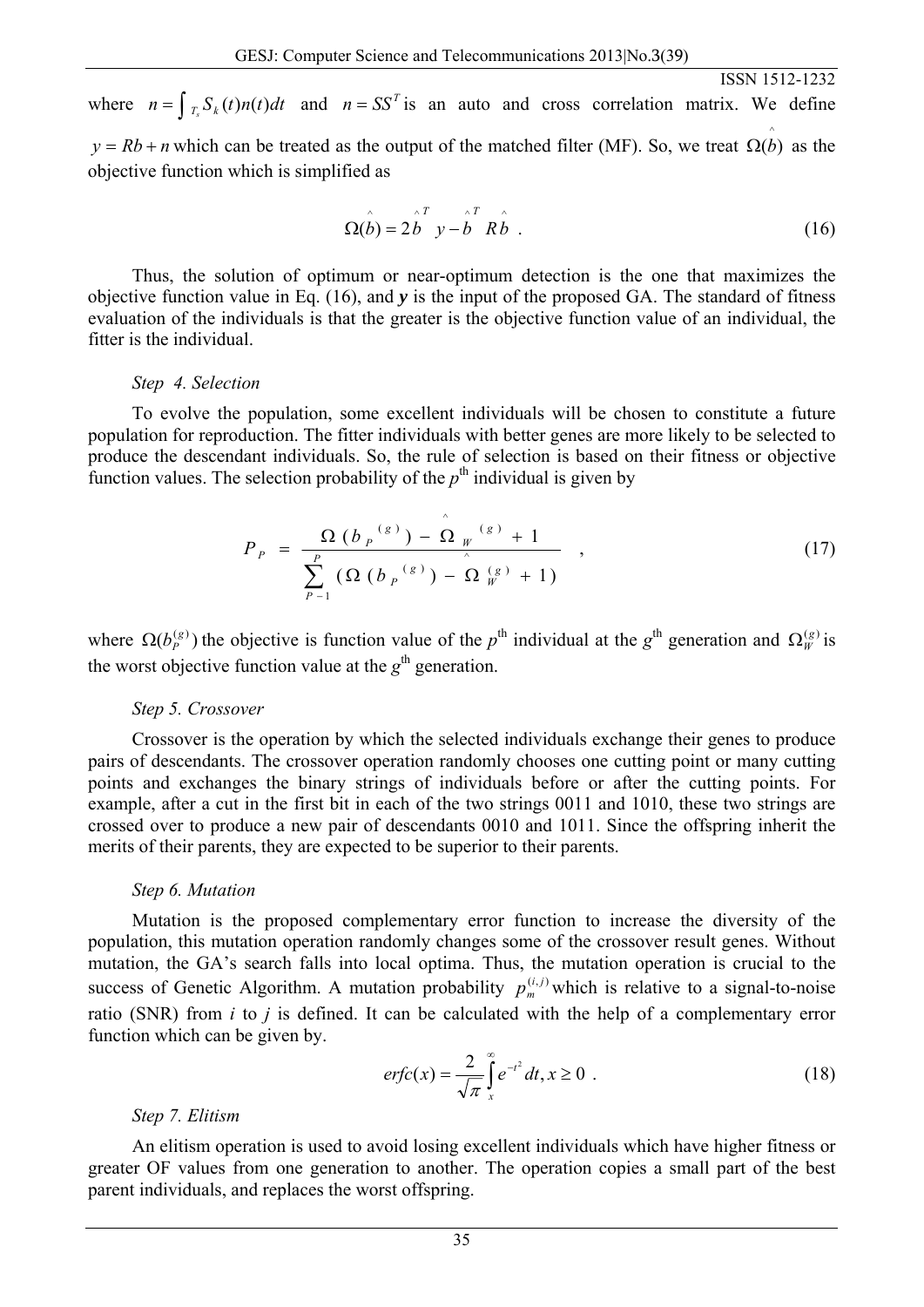where $n = \int_{T_s} S_k(t)n(t)dt$ and $n = SS^T$ is an auto and cross correlation matrix. We define $y = Rb + n$ which can be treated as the output of the matched filter (MF). So, we treat $\Omega(\hat{b})$ as the objective function which is simplified as

$$\Omega(\hat{b}) = 2\hat{b}^T y - \hat{b}^T R \hat{b} \ . \tag{16}$$

Thus, the solution of optimum or near-optimum detection is the one that maximizes the objective function value in Eq. (16), and ***y*** is the input of the proposed GA. The standard of fitness evaluation of the individuals is that the greater is the objective function value of an individual, the fitter is the individual.

*Step 4. Selection*

To evolve the population, some excellent individuals will be chosen to constitute a future population for reproduction. The fitter individuals with better genes are more likely to be selected to produce the descendant individuals. So, the rule of selection is based on their fitness or objective function values. The selection probability of the $p^{th}$ individual is given by

$$P_P = \frac{\Omega(b_P^{(g)}) - \hat{\Omega}_W^{(g)} + 1}{\sum_{P=1}^{P} (\Omega(b_P^{(g)}) - \hat{\Omega}_W^{(g)} + 1)} \quad , \tag{17}$$

where $\Omega(b_P^{(g)})$ the objective is function value of the $p^{th}$ individual at the $g^{th}$ generation and $\Omega_W^{(g)}$ is the worst objective function value at the $g^{th}$ generation.

*Step 5. Crossover*

Crossover is the operation by which the selected individuals exchange their genes to produce pairs of descendants. The crossover operation randomly chooses one cutting point or many cutting points and exchanges the binary strings of individuals before or after the cutting points. For example, after a cut in the first bit in each of the two strings 0011 and 1010, these two strings are crossed over to produce a new pair of descendants 0010 and 1011. Since the offspring inherit the merits of their parents, they are expected to be superior to their parents.

*Step 6. Mutation*

Mutation is the proposed complementary error function to increase the diversity of the population, this mutation operation randomly changes some of the crossover result genes. Without mutation, the GA's search falls into local optima. Thus, the mutation operation is crucial to the success of Genetic Algorithm. A mutation probability $p_m^{(i,j)}$ which is relative to a signal-to-noise ratio (SNR) from *i* to *j* is defined. It can be calculated with the help of a complementary error function which can be given by.

$$erfc(x) = \frac{2}{\sqrt{\pi}} \int_x^{\infty} e^{-t^2} dt, x \geq 0 \ . \tag{18}$$

*Step 7. Elitism*

An elitism operation is used to avoid losing excellent individuals which have higher fitness or greater OF values from one generation to another. The operation copies a small part of the best parent individuals, and replaces the worst offspring.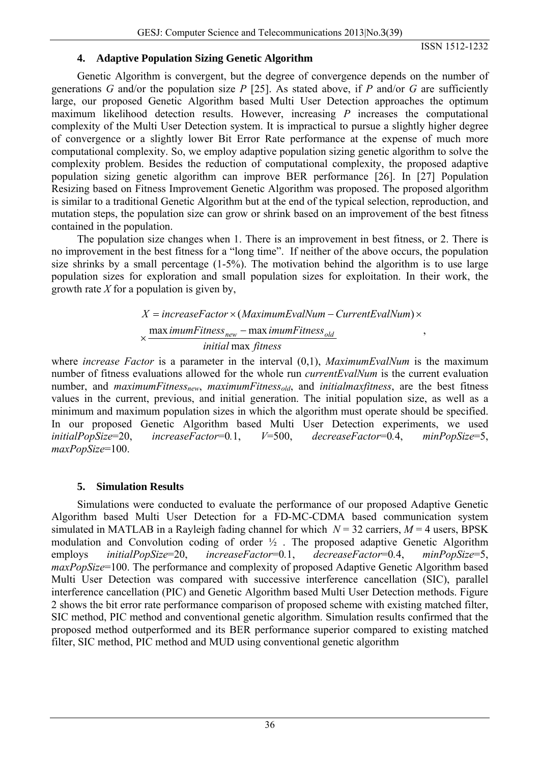## 4. Adaptive Population Sizing Genetic Algorithm

Genetic Algorithm is convergent, but the degree of convergence depends on the number of generations *G* and/or the population size *P* [25]. As stated above, if *P* and/or *G* are sufficiently large, our proposed Genetic Algorithm based Multi User Detection approaches the optimum maximum likelihood detection results. However, increasing *P* increases the computational complexity of the Multi User Detection system. It is impractical to pursue a slightly higher degree of convergence or a slightly lower Bit Error Rate performance at the expense of much more computational complexity. So, we employ adaptive population sizing genetic algorithm to solve the complexity problem. Besides the reduction of computational complexity, the proposed adaptive population sizing genetic algorithm can improve BER performance [26]. In [27] Population Resizing based on Fitness Improvement Genetic Algorithm was proposed. The proposed algorithm is similar to a traditional Genetic Algorithm but at the end of the typical selection, reproduction, and mutation steps, the population size can grow or shrink based on an improvement of the best fitness contained in the population.

The population size changes when 1. There is an improvement in best fitness, or 2. There is no improvement in the best fitness for a "long time". If neither of the above occurs, the population size shrinks by a small percentage (1-5%). The motivation behind the algorithm is to use large population sizes for exploration and small population sizes for exploitation. In their work, the growth rate *X* for a population is given by,

$$X = increaseFactor \times (MaximumEvalNum - CurrentEvalNum) \times$$
$$\times \frac{\max imumFitness_{new} - \max imumFitness_{old}}{initial \max\ fitness},$$

where *increase Factor* is a parameter in the interval (0,1), *MaximumEvalNum* is the maximum number of fitness evaluations allowed for the whole run *currentEvalNum* is the current evaluation number, and $maximumFitness_{new}$, $maximumFitness_{old}$, and *initialmaxfitness*, are the best fitness values in the current, previous, and initial generation. The initial population size, as well as a minimum and maximum population sizes in which the algorithm must operate should be specified. In our proposed Genetic Algorithm based Multi User Detection experiments, we used *initialPopSize*=20, *increaseFactor*=0.1, *V*=500, *decreaseFactor*=0.4, *minPopSize*=5, *maxPopSize*=100.

## 5. Simulation Results

Simulations were conducted to evaluate the performance of our proposed Adaptive Genetic Algorithm based Multi User Detection for a FD-MC-CDMA based communication system simulated in MATLAB in a Rayleigh fading channel for which $N = 32$ carriers, $M = 4$ users, BPSK modulation and Convolution coding of order ½ . The proposed adaptive Genetic Algorithm employs *initialPopSize*=20, *increaseFactor*=0.1, *decreaseFactor*=0.4, *minPopSize*=5, *maxPopSize*=100. The performance and complexity of proposed Adaptive Genetic Algorithm based Multi User Detection was compared with successive interference cancellation (SIC), parallel interference cancellation (PIC) and Genetic Algorithm based Multi User Detection methods. Figure 2 shows the bit error rate performance comparison of proposed scheme with existing matched filter, SIC method, PIC method and conventional genetic algorithm. Simulation results confirmed that the proposed method outperformed and its BER performance superior compared to existing matched filter, SIC method, PIC method and MUD using conventional genetic algorithm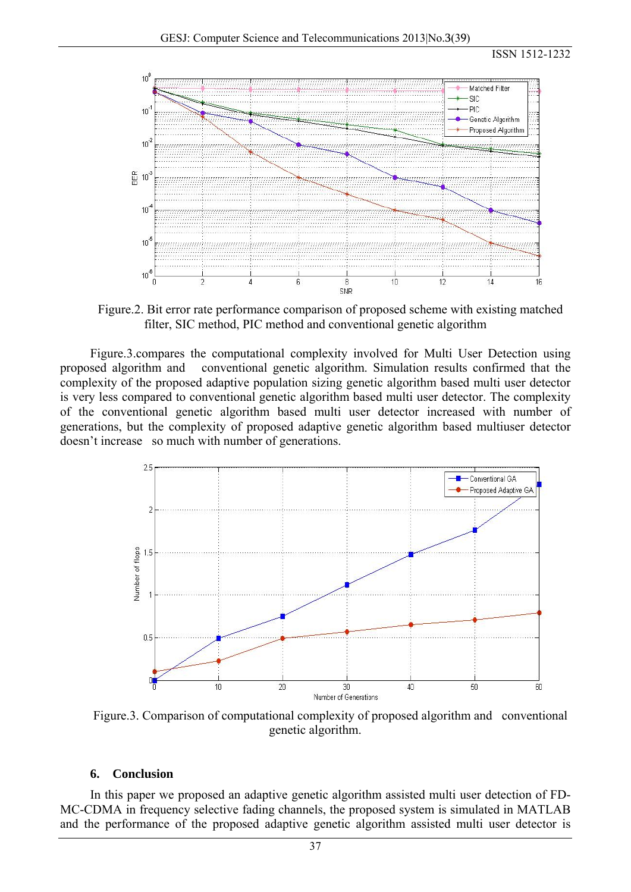Figure.2. Bit error rate performance comparison of proposed scheme with existing matched filter, SIC method, PIC method and conventional genetic algorithm

Figure.3.compares the computational complexity involved for Multi User Detection using proposed algorithm and conventional genetic algorithm. Simulation results confirmed that the complexity of the proposed adaptive population sizing genetic algorithm based multi user detector is very less compared to conventional genetic algorithm based multi user detector. The complexity of the conventional genetic algorithm based multi user detector increased with number of generations, but the complexity of proposed adaptive genetic algorithm based multiuser detector doesn't increase so much with number of generations.

Figure.3. Comparison of computational complexity of proposed algorithm and conventional genetic algorithm.

## 6. Conclusion

In this paper we proposed an adaptive genetic algorithm assisted multi user detection of FD-MC-CDMA in frequency selective fading channels, the proposed system is simulated in MATLAB and the performance of the proposed adaptive genetic algorithm assisted multi user detector is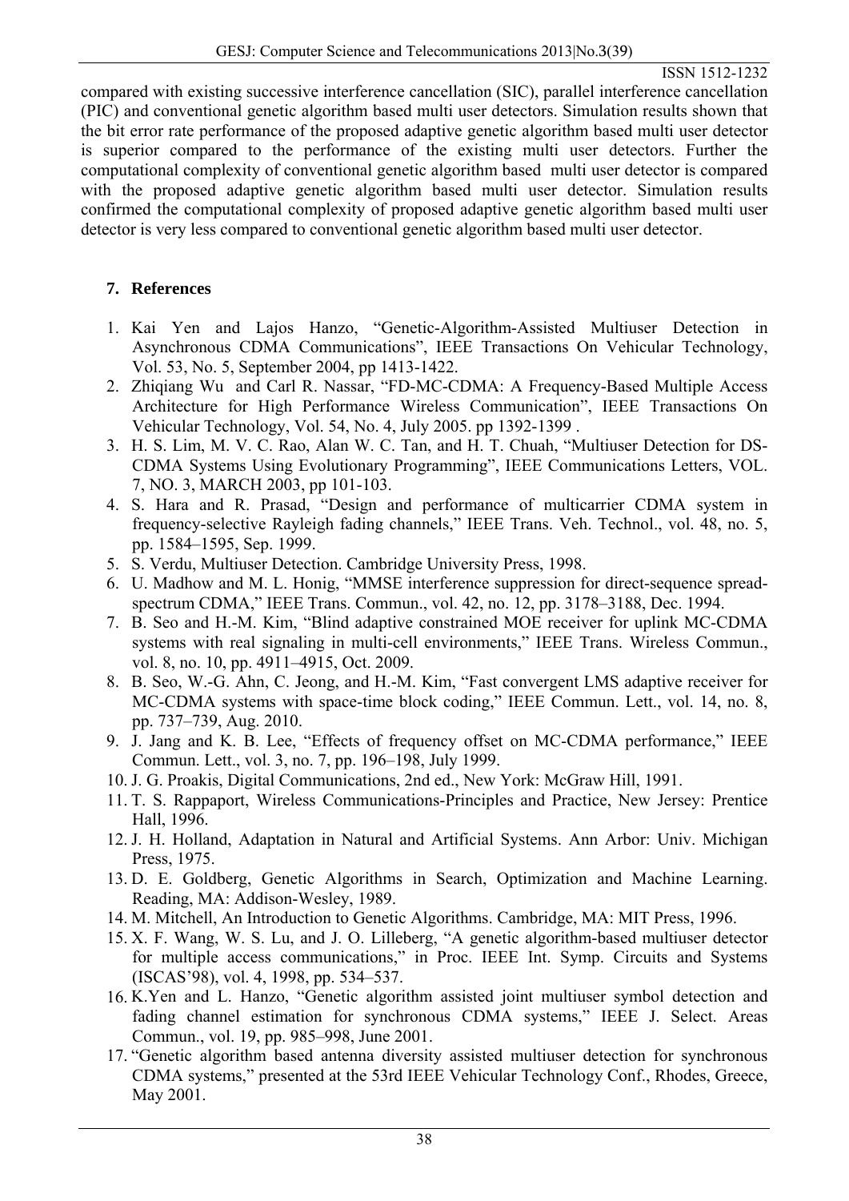compared with existing successive interference cancellation (SIC), parallel interference cancellation (PIC) and conventional genetic algorithm based multi user detectors. Simulation results shown that the bit error rate performance of the proposed adaptive genetic algorithm based multi user detector is superior compared to the performance of the existing multi user detectors. Further the computational complexity of conventional genetic algorithm based multi user detector is compared with the proposed adaptive genetic algorithm based multi user detector. Simulation results confirmed the computational complexity of proposed adaptive genetic algorithm based multi user detector is very less compared to conventional genetic algorithm based multi user detector.

## 7. References

1. Kai Yen and Lajos Hanzo, "Genetic-Algorithm-Assisted Multiuser Detection in Asynchronous CDMA Communications", IEEE Transactions On Vehicular Technology, Vol. 53, No. 5, September 2004, pp 1413-1422.
2. Zhiqiang Wu and Carl R. Nassar, "FD-MC-CDMA: A Frequency-Based Multiple Access Architecture for High Performance Wireless Communication", IEEE Transactions On Vehicular Technology, Vol. 54, No. 4, July 2005. pp 1392-1399 .
3. H. S. Lim, M. V. C. Rao, Alan W. C. Tan, and H. T. Chuah, "Multiuser Detection for DS-CDMA Systems Using Evolutionary Programming", IEEE Communications Letters, VOL. 7, NO. 3, MARCH 2003, pp 101-103.
4. S. Hara and R. Prasad, "Design and performance of multicarrier CDMA system in frequency-selective Rayleigh fading channels," IEEE Trans. Veh. Technol., vol. 48, no. 5, pp. 1584–1595, Sep. 1999.
5. S. Verdu, Multiuser Detection. Cambridge University Press, 1998.
6. U. Madhow and M. L. Honig, "MMSE interference suppression for direct-sequence spread-spectrum CDMA," IEEE Trans. Commun., vol. 42, no. 12, pp. 3178–3188, Dec. 1994.
7. B. Seo and H.-M. Kim, "Blind adaptive constrained MOE receiver for uplink MC-CDMA systems with real signaling in multi-cell environments," IEEE Trans. Wireless Commun., vol. 8, no. 10, pp. 4911–4915, Oct. 2009.
8. B. Seo, W.-G. Ahn, C. Jeong, and H.-M. Kim, "Fast convergent LMS adaptive receiver for MC-CDMA systems with space-time block coding," IEEE Commun. Lett., vol. 14, no. 8, pp. 737–739, Aug. 2010.
9. J. Jang and K. B. Lee, "Effects of frequency offset on MC-CDMA performance," IEEE Commun. Lett., vol. 3, no. 7, pp. 196–198, July 1999.
10. J. G. Proakis, Digital Communications, 2nd ed., New York: McGraw Hill, 1991.
11. T. S. Rappaport, Wireless Communications-Principles and Practice, New Jersey: Prentice Hall, 1996.
12. J. H. Holland, Adaptation in Natural and Artificial Systems. Ann Arbor: Univ. Michigan Press, 1975.
13. D. E. Goldberg, Genetic Algorithms in Search, Optimization and Machine Learning. Reading, MA: Addison-Wesley, 1989.
14. M. Mitchell, An Introduction to Genetic Algorithms. Cambridge, MA: MIT Press, 1996.
15. X. F. Wang, W. S. Lu, and J. O. Lilleberg, "A genetic algorithm-based multiuser detector for multiple access communications," in Proc. IEEE Int. Symp. Circuits and Systems (ISCAS'98), vol. 4, 1998, pp. 534–537.
16. K.Yen and L. Hanzo, "Genetic algorithm assisted joint multiuser symbol detection and fading channel estimation for synchronous CDMA systems," IEEE J. Select. Areas Commun., vol. 19, pp. 985–998, June 2001.
17. "Genetic algorithm based antenna diversity assisted multiuser detection for synchronous CDMA systems," presented at the 53rd IEEE Vehicular Technology Conf., Rhodes, Greece, May 2001.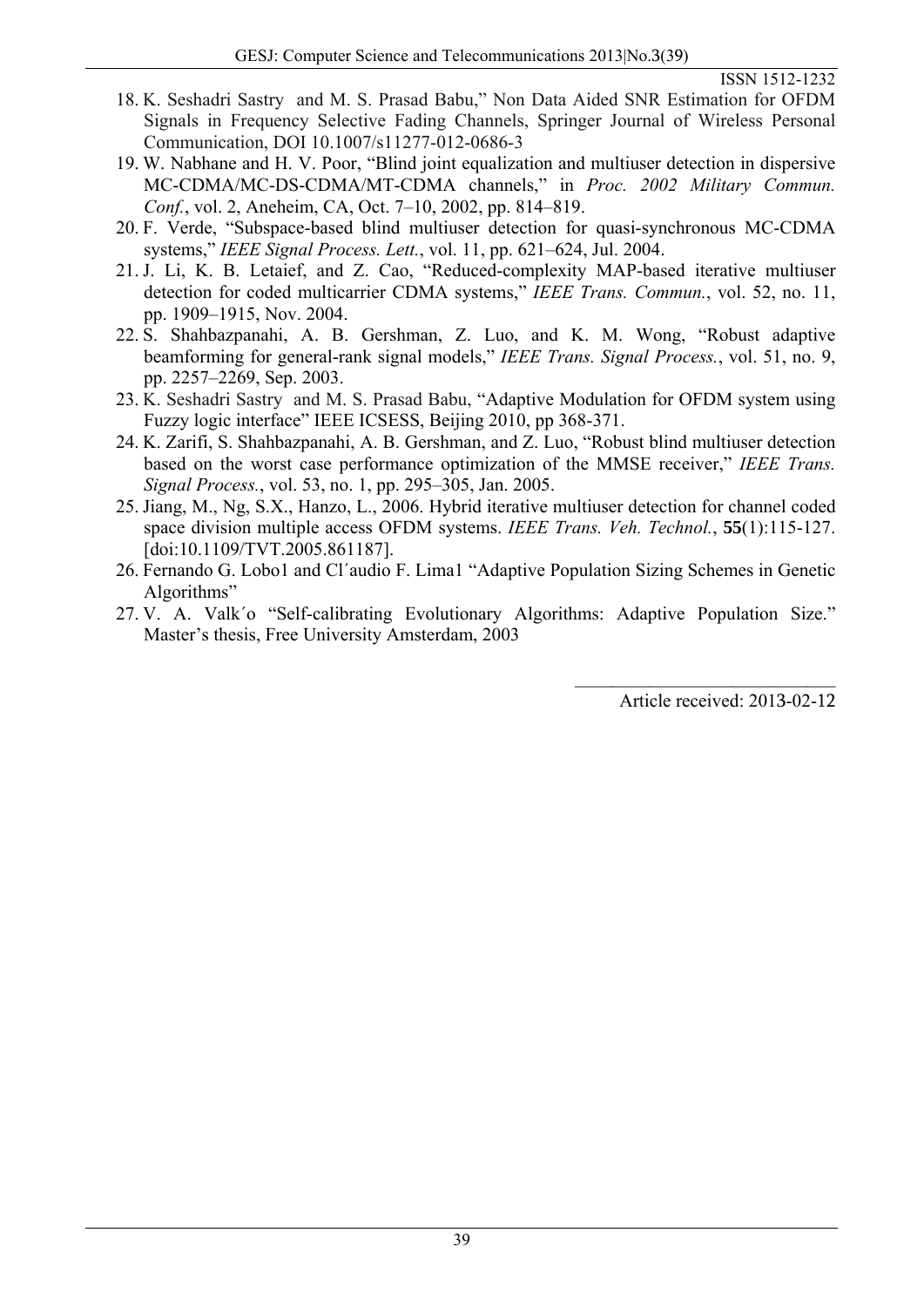18. K. Seshadri Sastry and M. S. Prasad Babu," Non Data Aided SNR Estimation for OFDM Signals in Frequency Selective Fading Channels, Springer Journal of Wireless Personal Communication, DOI 10.1007/s11277-012-0686-3
19. W. Nabhane and H. V. Poor, "Blind joint equalization and multiuser detection in dispersive MC-CDMA/MC-DS-CDMA/MT-CDMA channels," in *Proc. 2002 Military Commun. Conf.*, vol. 2, Aneheim, CA, Oct. 7–10, 2002, pp. 814–819.
20. F. Verde, "Subspace-based blind multiuser detection for quasi-synchronous MC-CDMA systems," *IEEE Signal Process. Lett.*, vol. 11, pp. 621–624, Jul. 2004.
21. J. Li, K. B. Letaief, and Z. Cao, "Reduced-complexity MAP-based iterative multiuser detection for coded multicarrier CDMA systems," *IEEE Trans. Commun.*, vol. 52, no. 11, pp. 1909–1915, Nov. 2004.
22. S. Shahbazpanahi, A. B. Gershman, Z. Luo, and K. M. Wong, "Robust adaptive beamforming for general-rank signal models," *IEEE Trans. Signal Process.*, vol. 51, no. 9, pp. 2257–2269, Sep. 2003.
23. K. Seshadri Sastry and M. S. Prasad Babu, "Adaptive Modulation for OFDM system using Fuzzy logic interface" IEEE ICSESS, Beijing 2010, pp 368-371.
24. K. Zarifi, S. Shahbazpanahi, A. B. Gershman, and Z. Luo, "Robust blind multiuser detection based on the worst case performance optimization of the MMSE receiver," *IEEE Trans. Signal Process.*, vol. 53, no. 1, pp. 295–305, Jan. 2005.
25. Jiang, M., Ng, S.X., Hanzo, L., 2006. Hybrid iterative multiuser detection for channel coded space division multiple access OFDM systems. *IEEE Trans. Veh. Technol.*, **55**(1):115-127. [doi:10.1109/TVT.2005.861187].
26. Fernando G. Lobo1 and Cl´audio F. Lima1 "Adaptive Population Sizing Schemes in Genetic Algorithms"
27. V. A. Valk´o "Self-calibrating Evolutionary Algorithms: Adaptive Population Size." Master's thesis, Free University Amsterdam, 2003

Article received: 2013-02-12